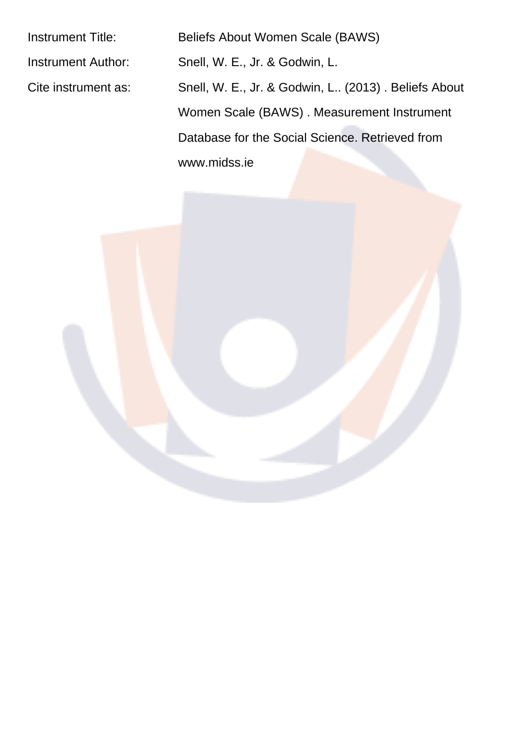| | |
|---|---|
| Instrument Title: | Beliefs About Women Scale (BAWS) |
| Instrument Author: | Snell, W. E., Jr. & Godwin, L. |
| Cite instrument as: | Snell, W. E., Jr. & Godwin, L.. (2013) . Beliefs About Women Scale (BAWS) . Measurement Instrument Database for the Social Science. Retrieved from www.midss.ie |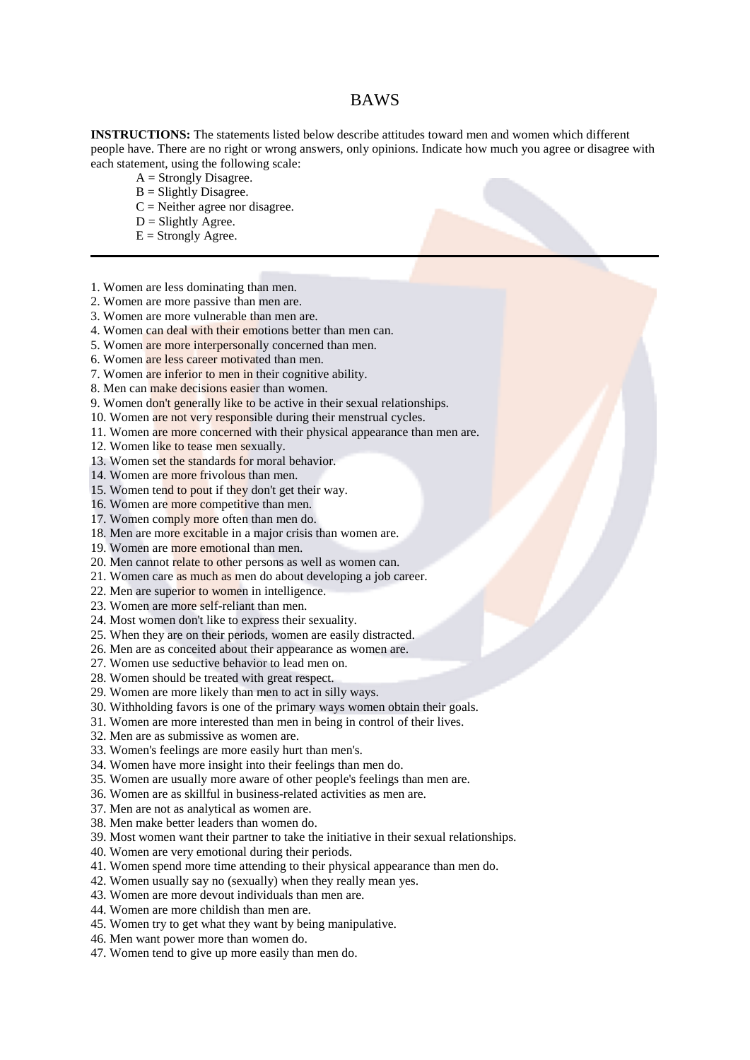# BAWS

**INSTRUCTIONS:** The statements listed below describe attitudes toward men and women which different people have. There are no right or wrong answers, only opinions. Indicate how much you agree or disagree with each statement, using the following scale:

A = Strongly Disagree.
B = Slightly Disagree.
C = Neither agree nor disagree.
D = Slightly Agree.
E = Strongly Agree.

---

1. Women are less dominating than men.
2. Women are more passive than men are.
3. Women are more vulnerable than men are.
4. Women can deal with their emotions better than men can.
5. Women are more interpersonally concerned than men.
6. Women are less career motivated than men.
7. Women are inferior to men in their cognitive ability.
8. Men can make decisions easier than women.
9. Women don't generally like to be active in their sexual relationships.
10. Women are not very responsible during their menstrual cycles.
11. Women are more concerned with their physical appearance than men are.
12. Women like to tease men sexually.
13. Women set the standards for moral behavior.
14. Women are more frivolous than men.
15. Women tend to pout if they don't get their way.
16. Women are more competitive than men.
17. Women comply more often than men do.
18. Men are more excitable in a major crisis than women are.
19. Women are more emotional than men.
20. Men cannot relate to other persons as well as women can.
21. Women care as much as men do about developing a job career.
22. Men are superior to women in intelligence.
23. Women are more self-reliant than men.
24. Most women don't like to express their sexuality.
25. When they are on their periods, women are easily distracted.
26. Men are as conceited about their appearance as women are.
27. Women use seductive behavior to lead men on.
28. Women should be treated with great respect.
29. Women are more likely than men to act in silly ways.
30. Withholding favors is one of the primary ways women obtain their goals.
31. Women are more interested than men in being in control of their lives.
32. Men are as submissive as women are.
33. Women's feelings are more easily hurt than men's.
34. Women have more insight into their feelings than men do.
35. Women are usually more aware of other people's feelings than men are.
36. Women are as skillful in business-related activities as men are.
37. Men are not as analytical as women are.
38. Men make better leaders than women do.
39. Most women want their partner to take the initiative in their sexual relationships.
40. Women are very emotional during their periods.
41. Women spend more time attending to their physical appearance than men do.
42. Women usually say no (sexually) when they really mean yes.
43. Women are more devout individuals than men are.
44. Women are more childish than men are.
45. Women try to get what they want by being manipulative.
46. Men want power more than women do.
47. Women tend to give up more easily than men do.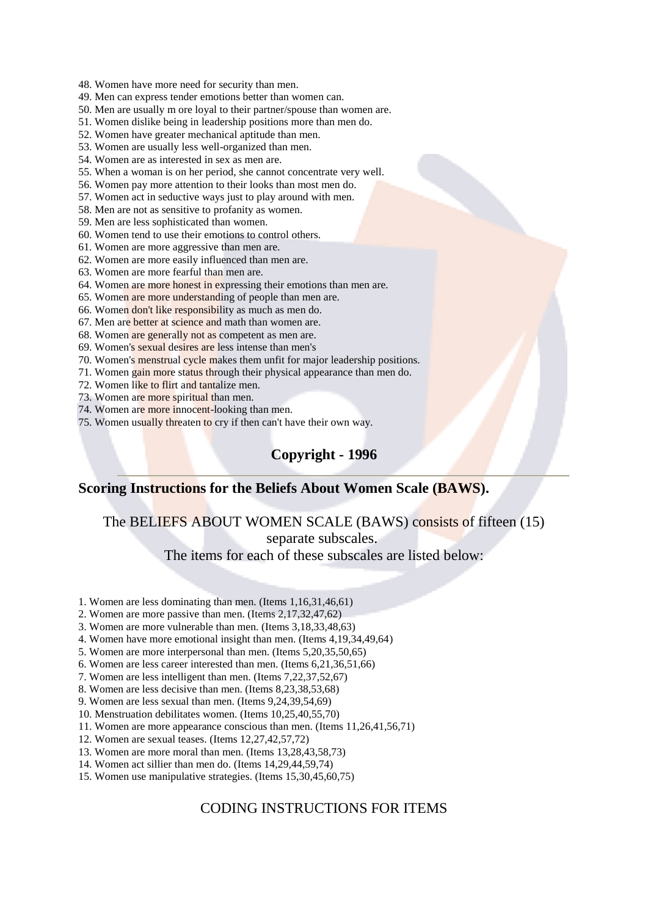48. Women have more need for security than men.
49. Men can express tender emotions better than women can.
50. Men are usually m ore loyal to their partner/spouse than women are.
51. Women dislike being in leadership positions more than men do.
52. Women have greater mechanical aptitude than men.
53. Women are usually less well-organized than men.
54. Women are as interested in sex as men are.
55. When a woman is on her period, she cannot concentrate very well.
56. Women pay more attention to their looks than most men do.
57. Women act in seductive ways just to play around with men.
58. Men are not as sensitive to profanity as women.
59. Men are less sophisticated than women.
60. Women tend to use their emotions to control others.
61. Women are more aggressive than men are.
62. Women are more easily influenced than men are.
63. Women are more fearful than men are.
64. Women are more honest in expressing their emotions than men are.
65. Women are more understanding of people than men are.
66. Women don't like responsibility as much as men do.
67. Men are better at science and math than women are.
68. Women are generally not as competent as men are.
69. Women's sexual desires are less intense than men's
70. Women's menstrual cycle makes them unfit for major leadership positions.
71. Women gain more status through their physical appearance than men do.
72. Women like to flirt and tantalize men.
73. Women are more spiritual than men.
74. Women are more innocent-looking than men.
75. Women usually threaten to cry if then can't have their own way.

**Copyright - 1996**

---

## Scoring Instructions for the Beliefs About Women Scale (BAWS).

The BELIEFS ABOUT WOMEN SCALE (BAWS) consists of fifteen (15) separate subscales.
The items for each of these subscales are listed below:

1. Women are less dominating than men. (Items 1,16,31,46,61)
2. Women are more passive than men. (Items 2,17,32,47,62)
3. Women are more vulnerable than men. (Items 3,18,33,48,63)
4. Women have more emotional insight than men. (Items 4,19,34,49,64)
5. Women are more interpersonal than men. (Items 5,20,35,50,65)
6. Women are less career interested than men. (Items 6,21,36,51,66)
7. Women are less intelligent than men. (Items 7,22,37,52,67)
8. Women are less decisive than men. (Items 8,23,38,53,68)
9. Women are less sexual than men. (Items 9,24,39,54,69)
10. Menstruation debilitates women. (Items 10,25,40,55,70)
11. Women are more appearance conscious than men. (Items 11,26,41,56,71)
12. Women are sexual teases. (Items 12,27,42,57,72)
13. Women are more moral than men. (Items 13,28,43,58,73)
14. Women act sillier than men do. (Items 14,29,44,59,74)
15. Women use manipulative strategies. (Items 15,30,45,60,75)

CODING INSTRUCTIONS FOR ITEMS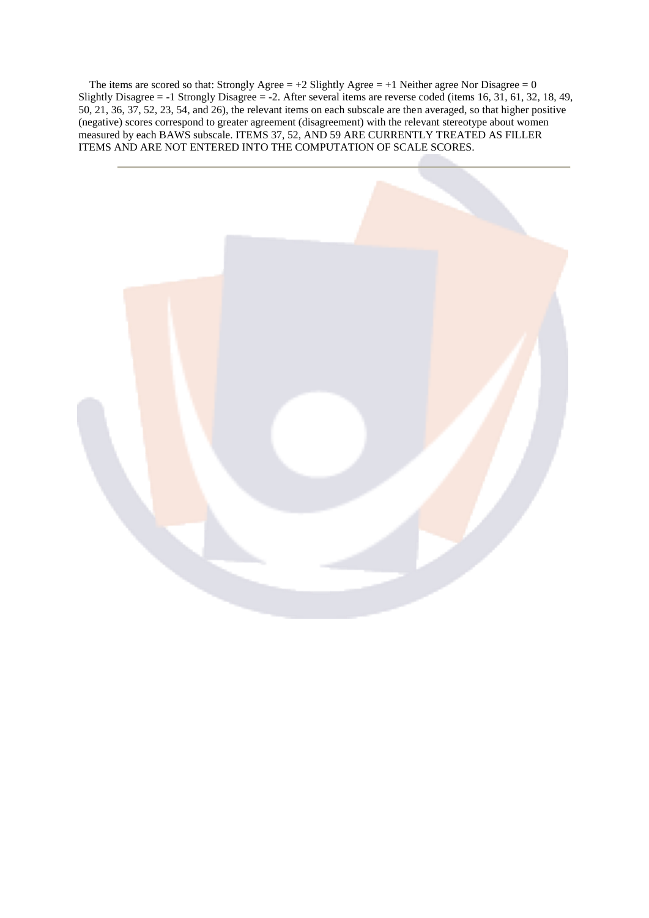The items are scored so that: Strongly Agree = +2 Slightly Agree = +1 Neither agree Nor Disagree = 0 Slightly Disagree = -1 Strongly Disagree = -2. After several items are reverse coded (items 16, 31, 61, 32, 18, 49, 50, 21, 36, 37, 52, 23, 54, and 26), the relevant items on each subscale are then averaged, so that higher positive (negative) scores correspond to greater agreement (disagreement) with the relevant stereotype about women measured by each BAWS subscale. ITEMS 37, 52, AND 59 ARE CURRENTLY TREATED AS FILLER ITEMS AND ARE NOT ENTERED INTO THE COMPUTATION OF SCALE SCORES.